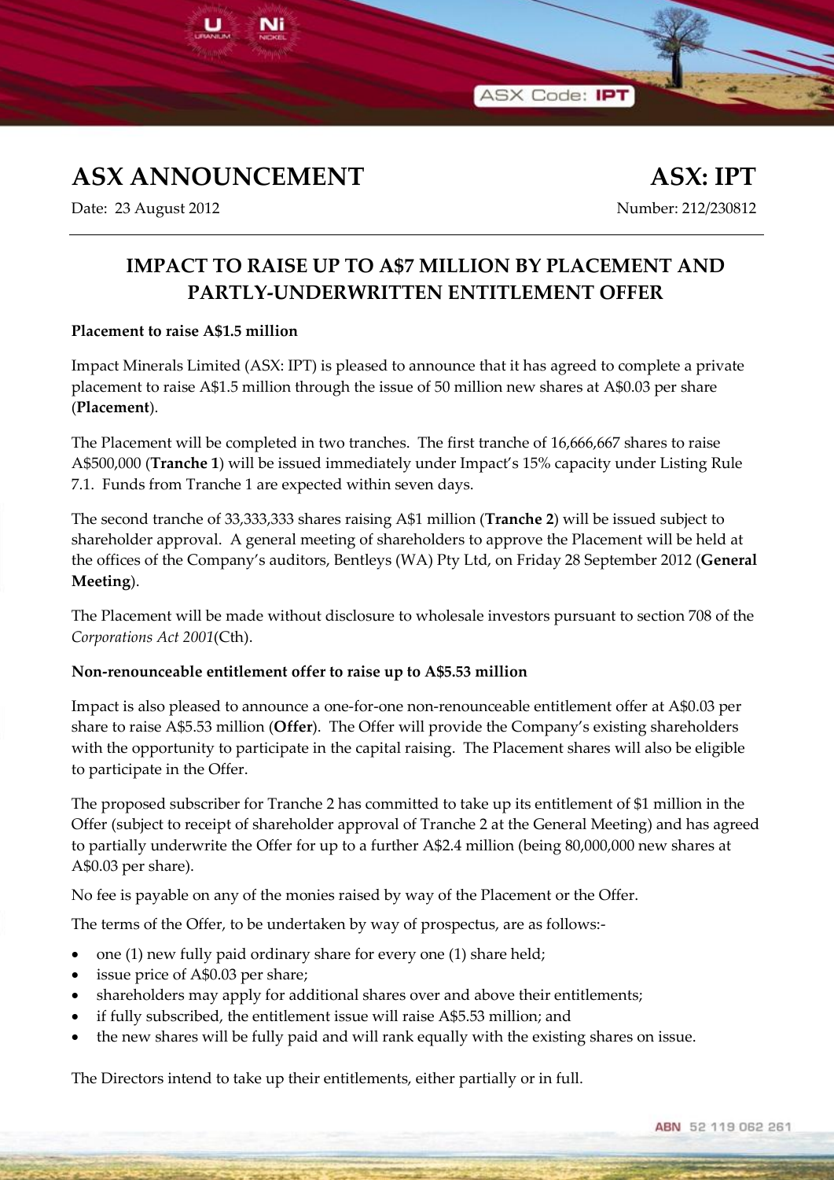# ASX ANNOUNCEMENT

**ASX: IPT**

Date: 23 August 2012

Number: 212/230812

## IMPACT TO RAISE UP TO A$7 MILLION BY PLACEMENT AND PARTLY-UNDERWRITTEN ENTITLEMENT OFFER

**Placement to raise A$1.5 million**

Impact Minerals Limited (ASX: IPT) is pleased to announce that it has agreed to complete a private placement to raise A$1.5 million through the issue of 50 million new shares at A$0.03 per share (**Placement**).

The Placement will be completed in two tranches. The first tranche of 16,666,667 shares to raise A$500,000 (**Tranche 1**) will be issued immediately under Impact's 15% capacity under Listing Rule 7.1. Funds from Tranche 1 are expected within seven days.

The second tranche of 33,333,333 shares raising A$1 million (**Tranche 2**) will be issued subject to shareholder approval. A general meeting of shareholders to approve the Placement will be held at the offices of the Company's auditors, Bentleys (WA) Pty Ltd, on Friday 28 September 2012 (**General Meeting**).

The Placement will be made without disclosure to wholesale investors pursuant to section 708 of the *Corporations Act 2001*(Cth).

**Non-renounceable entitlement offer to raise up to A$5.53 million**

Impact is also pleased to announce a one-for-one non-renounceable entitlement offer at A$0.03 per share to raise A$5.53 million (**Offer**). The Offer will provide the Company's existing shareholders with the opportunity to participate in the capital raising. The Placement shares will also be eligible to participate in the Offer.

The proposed subscriber for Tranche 2 has committed to take up its entitlement of $1 million in the Offer (subject to receipt of shareholder approval of Tranche 2 at the General Meeting) and has agreed to partially underwrite the Offer for up to a further A$2.4 million (being 80,000,000 new shares at A$0.03 per share).

No fee is payable on any of the monies raised by way of the Placement or the Offer.

The terms of the Offer, to be undertaken by way of prospectus, are as follows:-

- one (1) new fully paid ordinary share for every one (1) share held;
- issue price of A$0.03 per share;
- shareholders may apply for additional shares over and above their entitlements;
- if fully subscribed, the entitlement issue will raise A$5.53 million; and
- the new shares will be fully paid and will rank equally with the existing shares on issue.

The Directors intend to take up their entitlements, either partially or in full.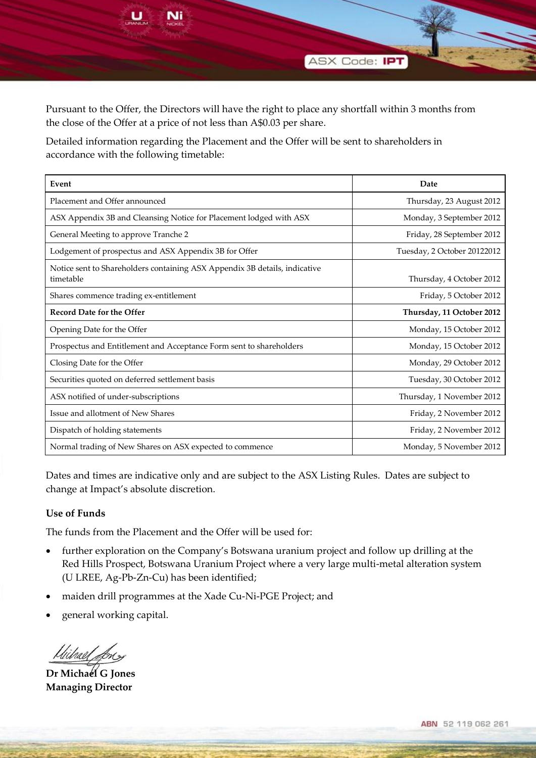Pursuant to the Offer, the Directors will have the right to place any shortfall within 3 months from the close of the Offer at a price of not less than A$0.03 per share.

Detailed information regarding the Placement and the Offer will be sent to shareholders in accordance with the following timetable:

| Event | Date |
|---|---|
| Placement and Offer announced | Thursday, 23 August 2012 |
| ASX Appendix 3B and Cleansing Notice for Placement lodged with ASX | Monday, 3 September 2012 |
| General Meeting to approve Tranche 2 | Friday, 28 September 2012 |
| Lodgement of prospectus and ASX Appendix 3B for Offer | Tuesday, 2 October 20122012 |
| Notice sent to Shareholders containing ASX Appendix 3B details, indicative timetable | Thursday, 4 October 2012 |
| Shares commence trading ex-entitlement | Friday, 5 October 2012 |
| **Record Date for the Offer** | **Thursday, 11 October 2012** |
| Opening Date for the Offer | Monday, 15 October 2012 |
| Prospectus and Entitlement and Acceptance Form sent to shareholders | Monday, 15 October 2012 |
| Closing Date for the Offer | Monday, 29 October 2012 |
| Securities quoted on deferred settlement basis | Tuesday, 30 October 2012 |
| ASX notified of under-subscriptions | Thursday, 1 November 2012 |
| Issue and allotment of New Shares | Friday, 2 November 2012 |
| Dispatch of holding statements | Friday, 2 November 2012 |
| Normal trading of New Shares on ASX expected to commence | Monday, 5 November 2012 |

Dates and times are indicative only and are subject to the ASX Listing Rules. Dates are subject to change at Impact's absolute discretion.

**Use of Funds**

The funds from the Placement and the Offer will be used for:

- further exploration on the Company's Botswana uranium project and follow up drilling at the Red Hills Prospect, Botswana Uranium Project where a very large multi-metal alteration system (U LREE, Ag-Pb-Zn-Cu) has been identified;
- maiden drill programmes at the Xade Cu-Ni-PGE Project; and
- general working capital.

**Dr Michael G Jones**
**Managing Director**